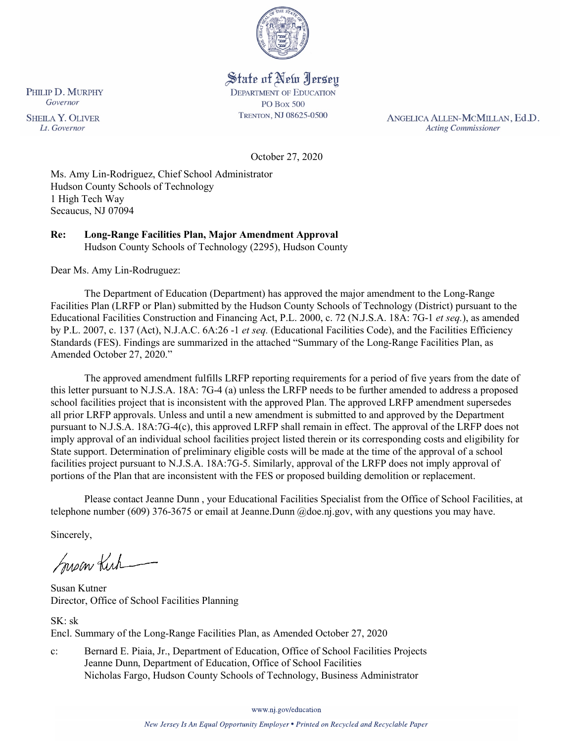State of New Jersey
DEPARTMENT OF EDUCATION
PO Box 500
TRENTON, NJ 08625-0500

PHILIP D. MURPHY
*Governor*

SHEILA Y. OLIVER
*Lt. Governor*

ANGELICA ALLEN-MCMILLAN, Ed.D.
*Acting Commissioner*

October 27, 2020

Ms. Amy Lin-Rodriguez, Chief School Administrator
Hudson County Schools of Technology
1 High Tech Way
Secaucus, NJ 07094

**Re: Long-Range Facilities Plan, Major Amendment Approval**
Hudson County Schools of Technology (2295), Hudson County

Dear Ms. Amy Lin-Rodruguez:

The Department of Education (Department) has approved the major amendment to the Long-Range Facilities Plan (LRFP or Plan) submitted by the Hudson County Schools of Technology (District) pursuant to the Educational Facilities Construction and Financing Act, P.L. 2000, c. 72 (N.J.S.A. 18A: 7G-1 *et seq.*), as amended by P.L. 2007, c. 137 (Act), N.J.A.C. 6A:26 -1 *et seq.* (Educational Facilities Code), and the Facilities Efficiency Standards (FES). Findings are summarized in the attached "Summary of the Long-Range Facilities Plan, as Amended October 27, 2020."

The approved amendment fulfills LRFP reporting requirements for a period of five years from the date of this letter pursuant to N.J.S.A. 18A: 7G-4 (a) unless the LRFP needs to be further amended to address a proposed school facilities project that is inconsistent with the approved Plan. The approved LRFP amendment supersedes all prior LRFP approvals. Unless and until a new amendment is submitted to and approved by the Department pursuant to N.J.S.A. 18A:7G-4(c), this approved LRFP shall remain in effect. The approval of the LRFP does not imply approval of an individual school facilities project listed therein or its corresponding costs and eligibility for State support. Determination of preliminary eligible costs will be made at the time of the approval of a school facilities project pursuant to N.J.S.A. 18A:7G-5. Similarly, approval of the LRFP does not imply approval of portions of the Plan that are inconsistent with the FES or proposed building demolition or replacement.

Please contact Jeanne Dunn , your Educational Facilities Specialist from the Office of School Facilities, at telephone number (609) 376-3675 or email at Jeanne.Dunn @doe.nj.gov, with any questions you may have.

Sincerely,

Susan Kutner
Director, Office of School Facilities Planning

SK: sk
Encl. Summary of the Long-Range Facilities Plan, as Amended October 27, 2020

c: Bernard E. Piaia, Jr., Department of Education, Office of School Facilities Projects
Jeanne Dunn, Department of Education, Office of School Facilities
Nicholas Fargo, Hudson County Schools of Technology, Business Administrator

www.nj.gov/education

*New Jersey Is An Equal Opportunity Employer • Printed on Recycled and Recyclable Paper*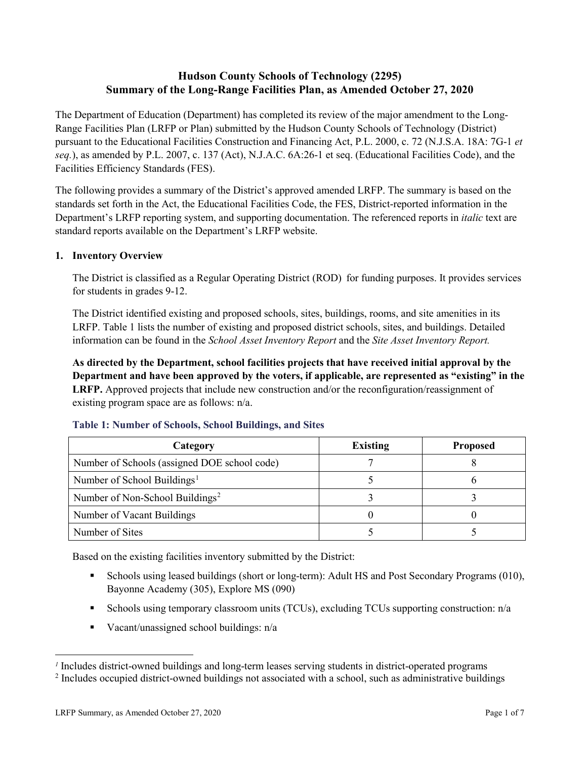# Hudson County Schools of Technology (2295)
# Summary of the Long-Range Facilities Plan, as Amended October 27, 2020

The Department of Education (Department) has completed its review of the major amendment to the Long-Range Facilities Plan (LRFP or Plan) submitted by the Hudson County Schools of Technology (District) pursuant to the Educational Facilities Construction and Financing Act, P.L. 2000, c. 72 (N.J.S.A. 18A: 7G-1 *et seq.*), as amended by P.L. 2007, c. 137 (Act), N.J.A.C. 6A:26-1 et seq. (Educational Facilities Code), and the Facilities Efficiency Standards (FES).

The following provides a summary of the District's approved amended LRFP. The summary is based on the standards set forth in the Act, the Educational Facilities Code, the FES, District-reported information in the Department's LRFP reporting system, and supporting documentation. The referenced reports in *italic* text are standard reports available on the Department's LRFP website.

## 1. Inventory Overview

The District is classified as a Regular Operating District (ROD) for funding purposes. It provides services for students in grades 9-12.

The District identified existing and proposed schools, sites, buildings, rooms, and site amenities in its LRFP. Table 1 lists the number of existing and proposed district schools, sites, and buildings. Detailed information can be found in the *School Asset Inventory Report* and the *Site Asset Inventory Report.*

**As directed by the Department, school facilities projects that have received initial approval by the Department and have been approved by the voters, if applicable, are represented as "existing" in the LRFP.** Approved projects that include new construction and/or the reconfiguration/reassignment of existing program space are as follows: n/a.

### Table 1: Number of Schools, School Buildings, and Sites

| Category | Existing | Proposed |
|---|---|---|
| Number of Schools (assigned DOE school code) | 7 | 8 |
| Number of School Buildings[1] | 5 | 6 |
| Number of Non-School Buildings[2] | 3 | 3 |
| Number of Vacant Buildings | 0 | 0 |
| Number of Sites | 5 | 5 |

Based on the existing facilities inventory submitted by the District:

- Schools using leased buildings (short or long-term): Adult HS and Post Secondary Programs (010), Bayonne Academy (305), Explore MS (090)
- Schools using temporary classroom units (TCUs), excluding TCUs supporting construction: n/a
- Vacant/unassigned school buildings: n/a

[1] Includes district-owned buildings and long-term leases serving students in district-operated programs

[2] Includes occupied district-owned buildings not associated with a school, such as administrative buildings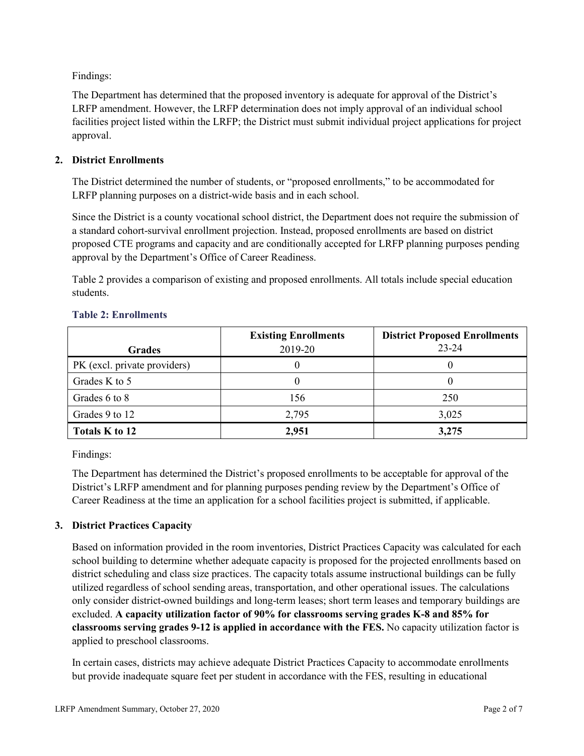Findings:

The Department has determined that the proposed inventory is adequate for approval of the District's LRFP amendment. However, the LRFP determination does not imply approval of an individual school facilities project listed within the LRFP; the District must submit individual project applications for project approval.

## 2. District Enrollments

The District determined the number of students, or "proposed enrollments," to be accommodated for LRFP planning purposes on a district-wide basis and in each school.

Since the District is a county vocational school district, the Department does not require the submission of a standard cohort-survival enrollment projection. Instead, proposed enrollments are based on district proposed CTE programs and capacity and are conditionally accepted for LRFP planning purposes pending approval by the Department's Office of Career Readiness.

Table 2 provides a comparison of existing and proposed enrollments. All totals include special education students.

### Table 2: Enrollments

| Grades | Existing Enrollments 2019-20 | District Proposed Enrollments 23-24 |
|---|---|---|
| PK (excl. private providers) | 0 | 0 |
| Grades K to 5 | 0 | 0 |
| Grades 6 to 8 | 156 | 250 |
| Grades 9 to 12 | 2,795 | 3,025 |
| **Totals K to 12** | **2,951** | **3,275** |

Findings:

The Department has determined the District's proposed enrollments to be acceptable for approval of the District's LRFP amendment and for planning purposes pending review by the Department's Office of Career Readiness at the time an application for a school facilities project is submitted, if applicable.

## 3. District Practices Capacity

Based on information provided in the room inventories, District Practices Capacity was calculated for each school building to determine whether adequate capacity is proposed for the projected enrollments based on district scheduling and class size practices. The capacity totals assume instructional buildings can be fully utilized regardless of school sending areas, transportation, and other operational issues. The calculations only consider district-owned buildings and long-term leases; short term leases and temporary buildings are excluded. **A capacity utilization factor of 90% for classrooms serving grades K-8 and 85% for classrooms serving grades 9-12 is applied in accordance with the FES.** No capacity utilization factor is applied to preschool classrooms.

In certain cases, districts may achieve adequate District Practices Capacity to accommodate enrollments but provide inadequate square feet per student in accordance with the FES, resulting in educational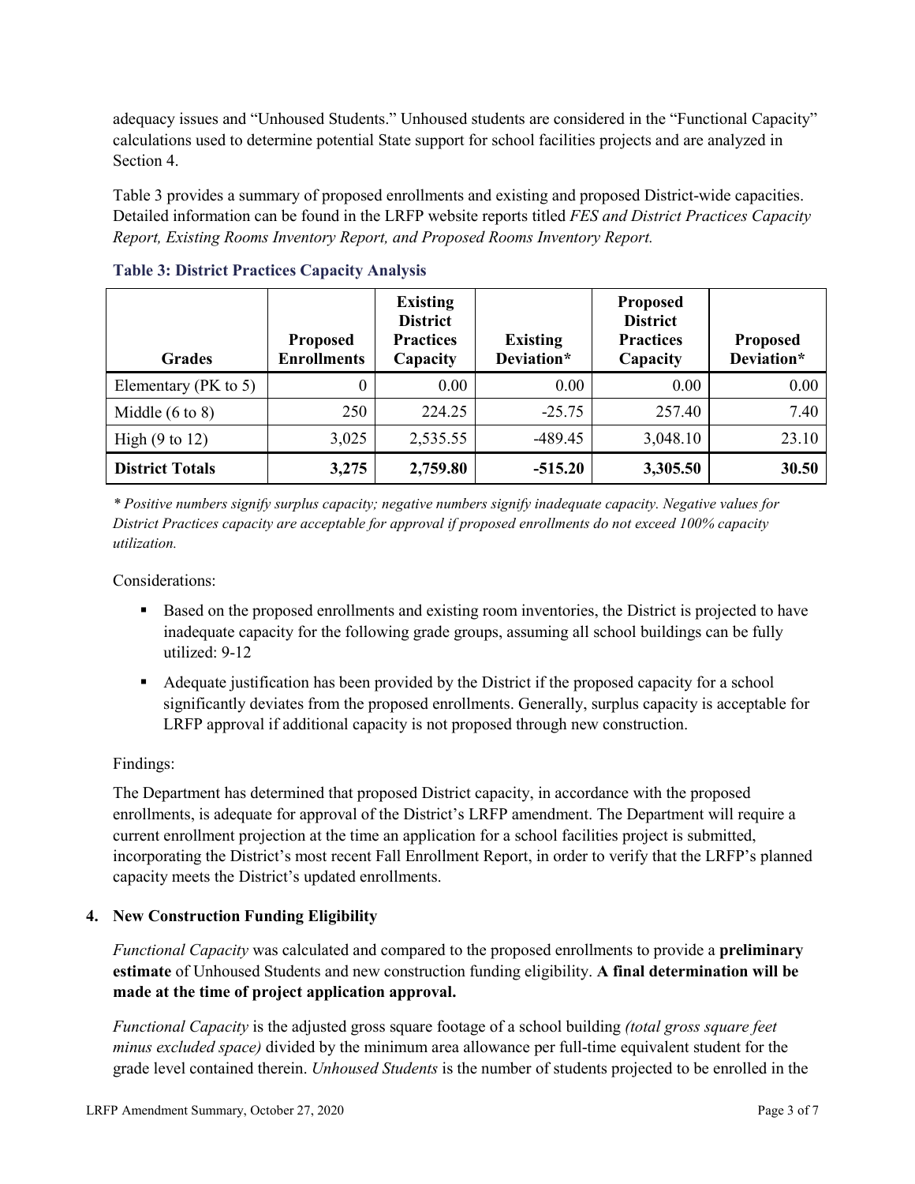adequacy issues and "Unhoused Students." Unhoused students are considered in the "Functional Capacity" calculations used to determine potential State support for school facilities projects and are analyzed in Section 4.

Table 3 provides a summary of proposed enrollments and existing and proposed District-wide capacities. Detailed information can be found in the LRFP website reports titled *FES and District Practices Capacity Report, Existing Rooms Inventory Report, and Proposed Rooms Inventory Report.*

**Table 3: District Practices Capacity Analysis**

| Grades | Proposed Enrollments | Existing District Practices Capacity | Existing Deviation* | Proposed District Practices Capacity | Proposed Deviation* |
|---|---|---|---|---|---|
| Elementary (PK to 5) | 0 | 0.00 | 0.00 | 0.00 | 0.00 |
| Middle (6 to 8) | 250 | 224.25 | -25.75 | 257.40 | 7.40 |
| High (9 to 12) | 3,025 | 2,535.55 | -489.45 | 3,048.10 | 23.10 |
| **District Totals** | **3,275** | **2,759.80** | **-515.20** | **3,305.50** | **30.50** |

*\* Positive numbers signify surplus capacity; negative numbers signify inadequate capacity. Negative values for District Practices capacity are acceptable for approval if proposed enrollments do not exceed 100% capacity utilization.*

Considerations:

- Based on the proposed enrollments and existing room inventories, the District is projected to have inadequate capacity for the following grade groups, assuming all school buildings can be fully utilized: 9-12
- Adequate justification has been provided by the District if the proposed capacity for a school significantly deviates from the proposed enrollments. Generally, surplus capacity is acceptable for LRFP approval if additional capacity is not proposed through new construction.

Findings:

The Department has determined that proposed District capacity, in accordance with the proposed enrollments, is adequate for approval of the District's LRFP amendment. The Department will require a current enrollment projection at the time an application for a school facilities project is submitted, incorporating the District's most recent Fall Enrollment Report, in order to verify that the LRFP's planned capacity meets the District's updated enrollments.

## 4. New Construction Funding Eligibility

*Functional Capacity* was calculated and compared to the proposed enrollments to provide a **preliminary estimate** of Unhoused Students and new construction funding eligibility. **A final determination will be made at the time of project application approval.**

*Functional Capacity* is the adjusted gross square footage of a school building *(total gross square feet minus excluded space)* divided by the minimum area allowance per full-time equivalent student for the grade level contained therein. *Unhoused Students* is the number of students projected to be enrolled in the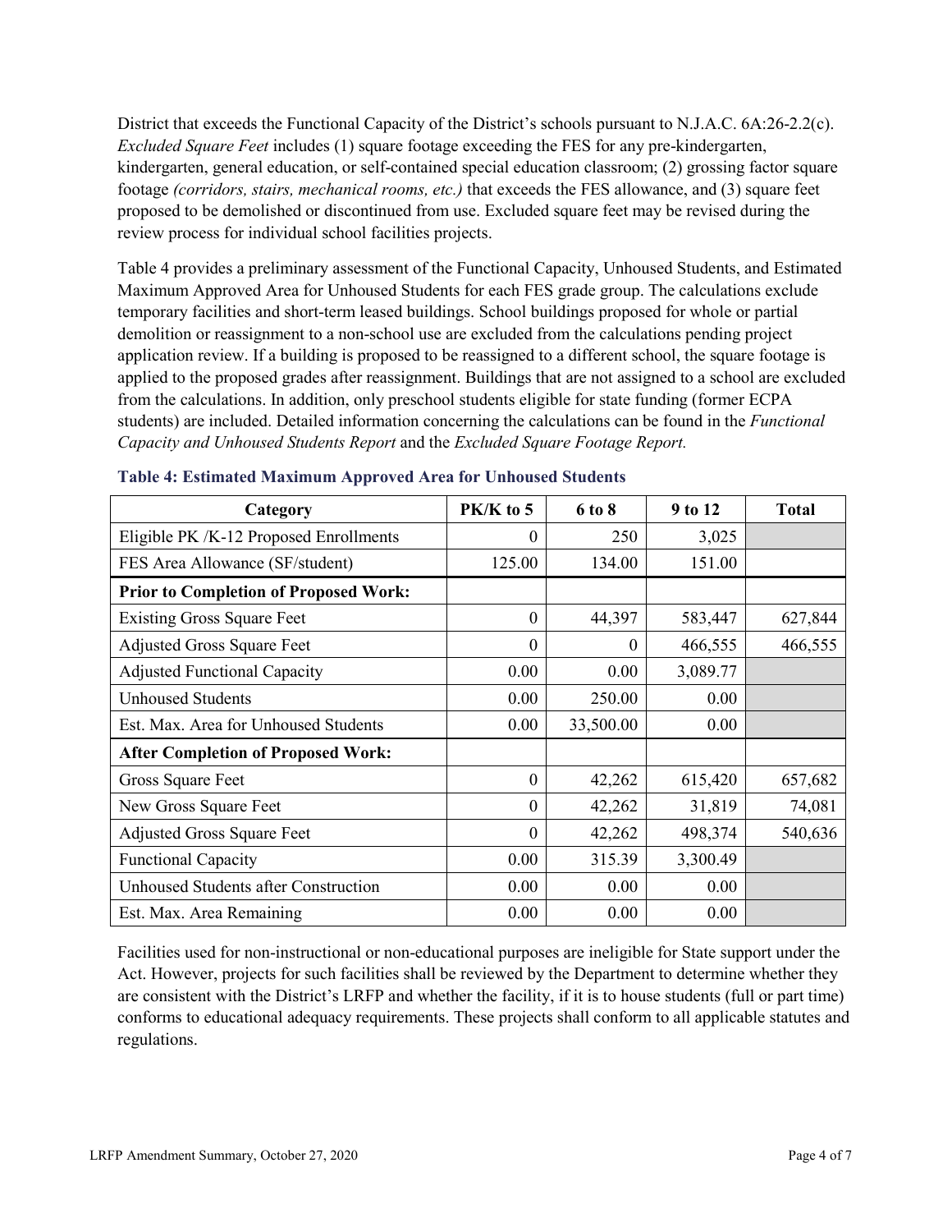District that exceeds the Functional Capacity of the District's schools pursuant to N.J.A.C. 6A:26-2.2(c). *Excluded Square Feet* includes (1) square footage exceeding the FES for any pre-kindergarten, kindergarten, general education, or self-contained special education classroom; (2) grossing factor square footage *(corridors, stairs, mechanical rooms, etc.)* that exceeds the FES allowance, and (3) square feet proposed to be demolished or discontinued from use. Excluded square feet may be revised during the review process for individual school facilities projects.

Table 4 provides a preliminary assessment of the Functional Capacity, Unhoused Students, and Estimated Maximum Approved Area for Unhoused Students for each FES grade group. The calculations exclude temporary facilities and short-term leased buildings. School buildings proposed for whole or partial demolition or reassignment to a non-school use are excluded from the calculations pending project application review. If a building is proposed to be reassigned to a different school, the square footage is applied to the proposed grades after reassignment. Buildings that are not assigned to a school are excluded from the calculations. In addition, only preschool students eligible for state funding (former ECPA students) are included. Detailed information concerning the calculations can be found in the *Functional Capacity and Unhoused Students Report* and the *Excluded Square Footage Report.*

**Table 4: Estimated Maximum Approved Area for Unhoused Students**

| Category | PK/K to 5 | 6 to 8 | 9 to 12 | Total |
|---|---|---|---|---|
| Eligible PK /K-12 Proposed Enrollments | 0 | 250 | 3,025 | |
| FES Area Allowance (SF/student) | 125.00 | 134.00 | 151.00 | |
| **Prior to Completion of Proposed Work:** | | | | |
| Existing Gross Square Feet | 0 | 44,397 | 583,447 | 627,844 |
| Adjusted Gross Square Feet | 0 | 0 | 466,555 | 466,555 |
| Adjusted Functional Capacity | 0.00 | 0.00 | 3,089.77 | |
| Unhoused Students | 0.00 | 250.00 | 0.00 | |
| Est. Max. Area for Unhoused Students | 0.00 | 33,500.00 | 0.00 | |
| **After Completion of Proposed Work:** | | | | |
| Gross Square Feet | 0 | 42,262 | 615,420 | 657,682 |
| New Gross Square Feet | 0 | 42,262 | 31,819 | 74,081 |
| Adjusted Gross Square Feet | 0 | 42,262 | 498,374 | 540,636 |
| Functional Capacity | 0.00 | 315.39 | 3,300.49 | |
| Unhoused Students after Construction | 0.00 | 0.00 | 0.00 | |
| Est. Max. Area Remaining | 0.00 | 0.00 | 0.00 | |

Facilities used for non-instructional or non-educational purposes are ineligible for State support under the Act. However, projects for such facilities shall be reviewed by the Department to determine whether they are consistent with the District's LRFP and whether the facility, if it is to house students (full or part time) conforms to educational adequacy requirements. These projects shall conform to all applicable statutes and regulations.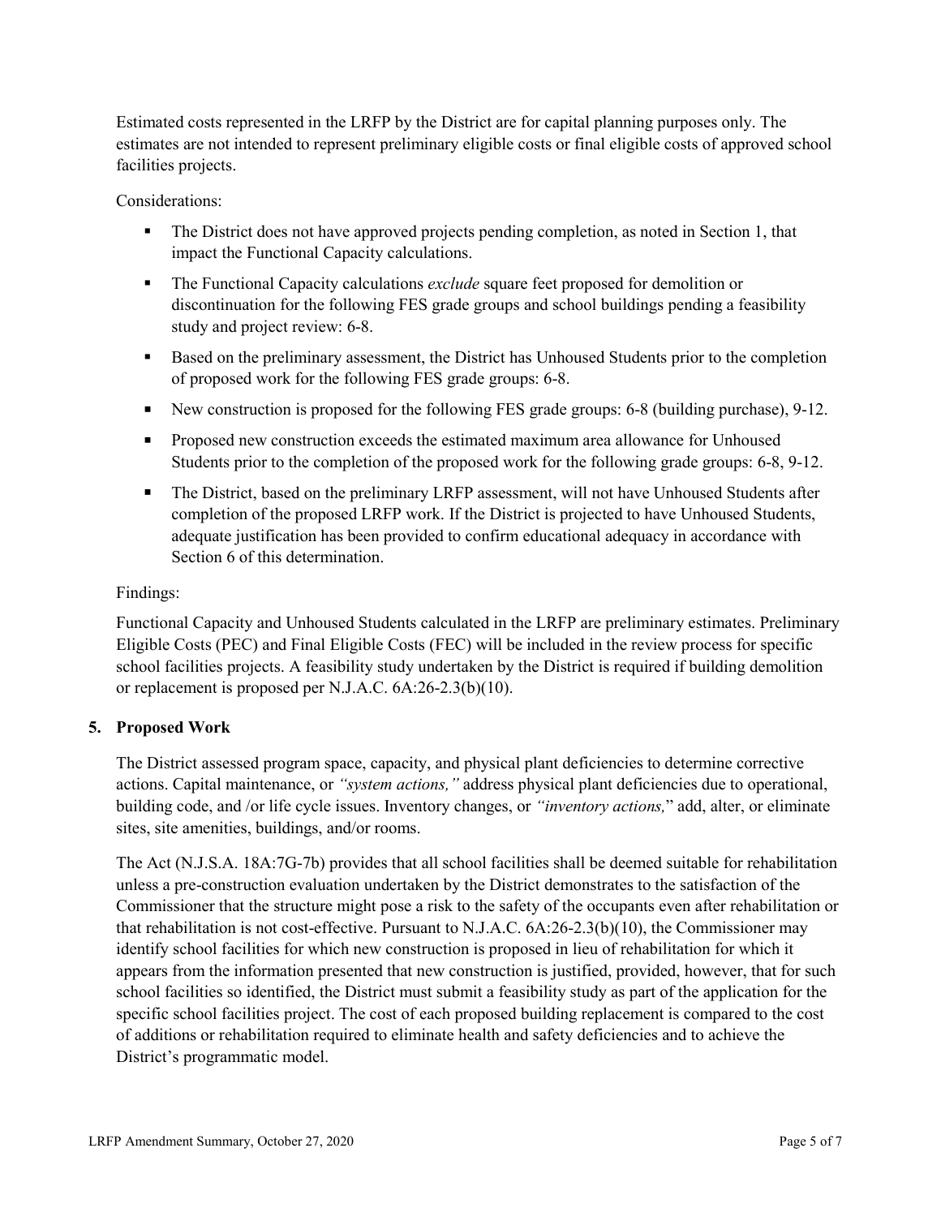Estimated costs represented in the LRFP by the District are for capital planning purposes only. The estimates are not intended to represent preliminary eligible costs or final eligible costs of approved school facilities projects.

Considerations:

- The District does not have approved projects pending completion, as noted in Section 1, that impact the Functional Capacity calculations.
- The Functional Capacity calculations *exclude* square feet proposed for demolition or discontinuation for the following FES grade groups and school buildings pending a feasibility study and project review: 6-8.
- Based on the preliminary assessment, the District has Unhoused Students prior to the completion of proposed work for the following FES grade groups: 6-8.
- New construction is proposed for the following FES grade groups: 6-8 (building purchase), 9-12.
- Proposed new construction exceeds the estimated maximum area allowance for Unhoused Students prior to the completion of the proposed work for the following grade groups: 6-8, 9-12.
- The District, based on the preliminary LRFP assessment, will not have Unhoused Students after completion of the proposed LRFP work. If the District is projected to have Unhoused Students, adequate justification has been provided to confirm educational adequacy in accordance with Section 6 of this determination.

Findings:

Functional Capacity and Unhoused Students calculated in the LRFP are preliminary estimates. Preliminary Eligible Costs (PEC) and Final Eligible Costs (FEC) will be included in the review process for specific school facilities projects. A feasibility study undertaken by the District is required if building demolition or replacement is proposed per N.J.A.C. 6A:26-2.3(b)(10).

## 5. Proposed Work

The District assessed program space, capacity, and physical plant deficiencies to determine corrective actions. Capital maintenance, or *"system actions,"* address physical plant deficiencies due to operational, building code, and /or life cycle issues. Inventory changes, or *"inventory actions,"* add, alter, or eliminate sites, site amenities, buildings, and/or rooms.

The Act (N.J.S.A. 18A:7G-7b) provides that all school facilities shall be deemed suitable for rehabilitation unless a pre-construction evaluation undertaken by the District demonstrates to the satisfaction of the Commissioner that the structure might pose a risk to the safety of the occupants even after rehabilitation or that rehabilitation is not cost-effective. Pursuant to N.J.A.C. 6A:26-2.3(b)(10), the Commissioner may identify school facilities for which new construction is proposed in lieu of rehabilitation for which it appears from the information presented that new construction is justified, provided, however, that for such school facilities so identified, the District must submit a feasibility study as part of the application for the specific school facilities project. The cost of each proposed building replacement is compared to the cost of additions or rehabilitation required to eliminate health and safety deficiencies and to achieve the District's programmatic model.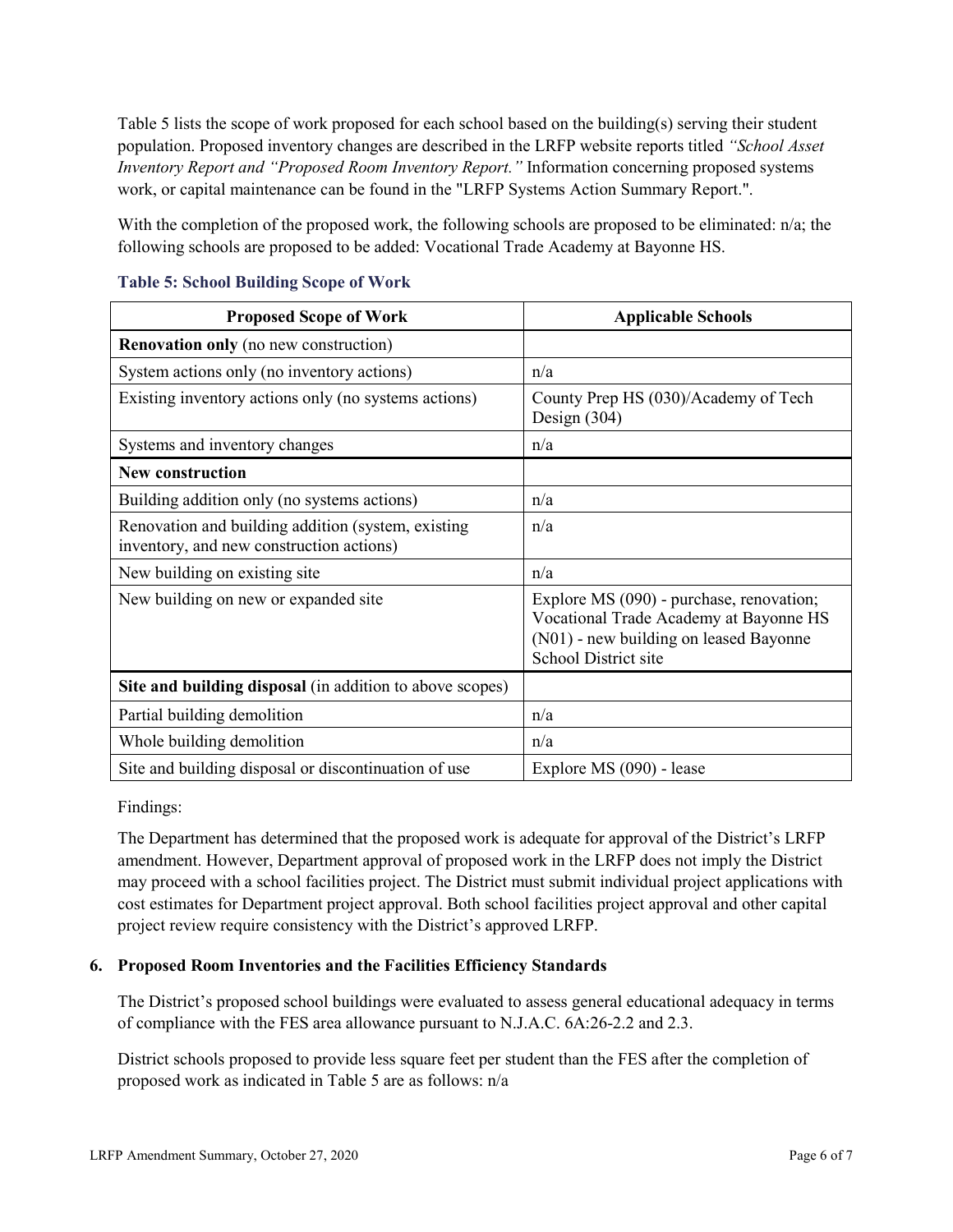Table 5 lists the scope of work proposed for each school based on the building(s) serving their student population. Proposed inventory changes are described in the LRFP website reports titled *"School Asset Inventory Report and "Proposed Room Inventory Report."* Information concerning proposed systems work, or capital maintenance can be found in the "LRFP Systems Action Summary Report.".

With the completion of the proposed work, the following schools are proposed to be eliminated: n/a; the following schools are proposed to be added: Vocational Trade Academy at Bayonne HS.

### Table 5: School Building Scope of Work

| Proposed Scope of Work | Applicable Schools |
|---|---|
| **Renovation only** (no new construction) | |
| System actions only (no inventory actions) | n/a |
| Existing inventory actions only (no systems actions) | County Prep HS (030)/Academy of Tech Design (304) |
| Systems and inventory changes | n/a |
| **New construction** | |
| Building addition only (no systems actions) | n/a |
| Renovation and building addition (system, existing inventory, and new construction actions) | n/a |
| New building on existing site | n/a |
| New building on new or expanded site | Explore MS (090) - purchase, renovation; Vocational Trade Academy at Bayonne HS (N01) - new building on leased Bayonne School District site |
| **Site and building disposal** (in addition to above scopes) | |
| Partial building demolition | n/a |
| Whole building demolition | n/a |
| Site and building disposal or discontinuation of use | Explore MS (090) - lease |

Findings:

The Department has determined that the proposed work is adequate for approval of the District's LRFP amendment. However, Department approval of proposed work in the LRFP does not imply the District may proceed with a school facilities project. The District must submit individual project applications with cost estimates for Department project approval. Both school facilities project approval and other capital project review require consistency with the District's approved LRFP.

## 6. Proposed Room Inventories and the Facilities Efficiency Standards

The District's proposed school buildings were evaluated to assess general educational adequacy in terms of compliance with the FES area allowance pursuant to N.J.A.C. 6A:26-2.2 and 2.3.

District schools proposed to provide less square feet per student than the FES after the completion of proposed work as indicated in Table 5 are as follows: n/a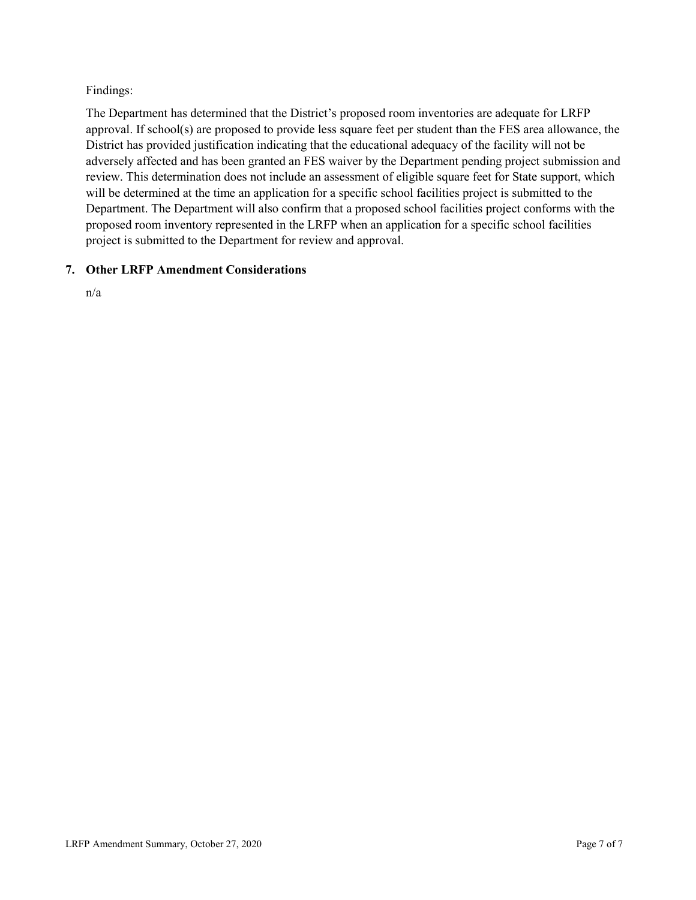Findings:

The Department has determined that the District's proposed room inventories are adequate for LRFP approval. If school(s) are proposed to provide less square feet per student than the FES area allowance, the District has provided justification indicating that the educational adequacy of the facility will not be adversely affected and has been granted an FES waiver by the Department pending project submission and review. This determination does not include an assessment of eligible square feet for State support, which will be determined at the time an application for a specific school facilities project is submitted to the Department. The Department will also confirm that a proposed school facilities project conforms with the proposed room inventory represented in the LRFP when an application for a specific school facilities project is submitted to the Department for review and approval.

## 7. Other LRFP Amendment Considerations

n/a